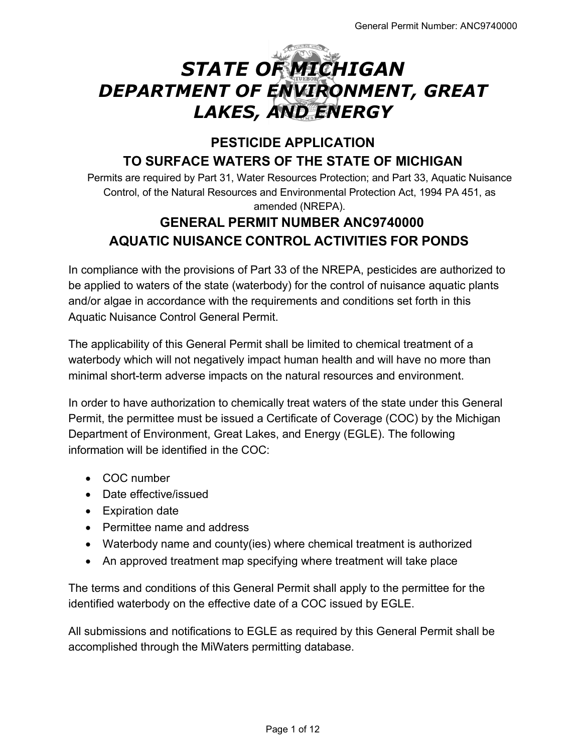# *STATE OF MICHIGAN*
# *DEPARTMENT OF ENVIRONMENT, GREAT LAKES, AND ENERGY*

## PESTICIDE APPLICATION
## TO SURFACE WATERS OF THE STATE OF MICHIGAN

Permits are required by Part 31, Water Resources Protection; and Part 33, Aquatic Nuisance Control, of the Natural Resources and Environmental Protection Act, 1994 PA 451, as amended (NREPA).

## GENERAL PERMIT NUMBER ANC9740000
## AQUATIC NUISANCE CONTROL ACTIVITIES FOR PONDS

In compliance with the provisions of Part 33 of the NREPA, pesticides are authorized to be applied to waters of the state (waterbody) for the control of nuisance aquatic plants and/or algae in accordance with the requirements and conditions set forth in this Aquatic Nuisance Control General Permit.

The applicability of this General Permit shall be limited to chemical treatment of a waterbody which will not negatively impact human health and will have no more than minimal short-term adverse impacts on the natural resources and environment.

In order to have authorization to chemically treat waters of the state under this General Permit, the permittee must be issued a Certificate of Coverage (COC) by the Michigan Department of Environment, Great Lakes, and Energy (EGLE). The following information will be identified in the COC:

- COC number
- Date effective/issued
- Expiration date
- Permittee name and address
- Waterbody name and county(ies) where chemical treatment is authorized
- An approved treatment map specifying where treatment will take place

The terms and conditions of this General Permit shall apply to the permittee for the identified waterbody on the effective date of a COC issued by EGLE.

All submissions and notifications to EGLE as required by this General Permit shall be accomplished through the MiWaters permitting database.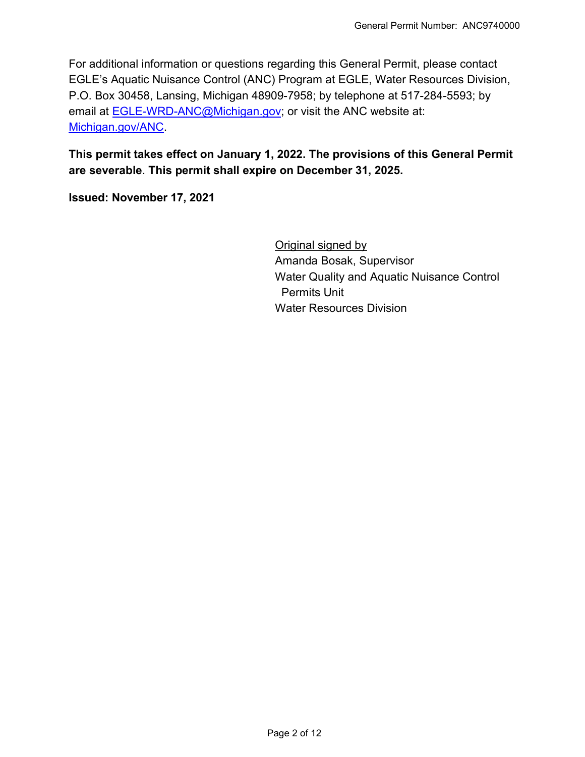For additional information or questions regarding this General Permit, please contact EGLE's Aquatic Nuisance Control (ANC) Program at EGLE, Water Resources Division, P.O. Box 30458, Lansing, Michigan 48909-7958; by telephone at 517-284-5593; by email at [EGLE-WRD-ANC@Michigan.gov](mailto:EGLE-WRD-ANC@Michigan.gov); or visit the ANC website at: [Michigan.gov/ANC](http://Michigan.gov/ANC).

**This permit takes effect on January 1, 2022. The provisions of this General Permit are severable**. **This permit shall expire on December 31, 2025.**

**Issued: November 17, 2021**

Original signed by
Amanda Bosak, Supervisor
Water Quality and Aquatic Nuisance Control Permits Unit
Water Resources Division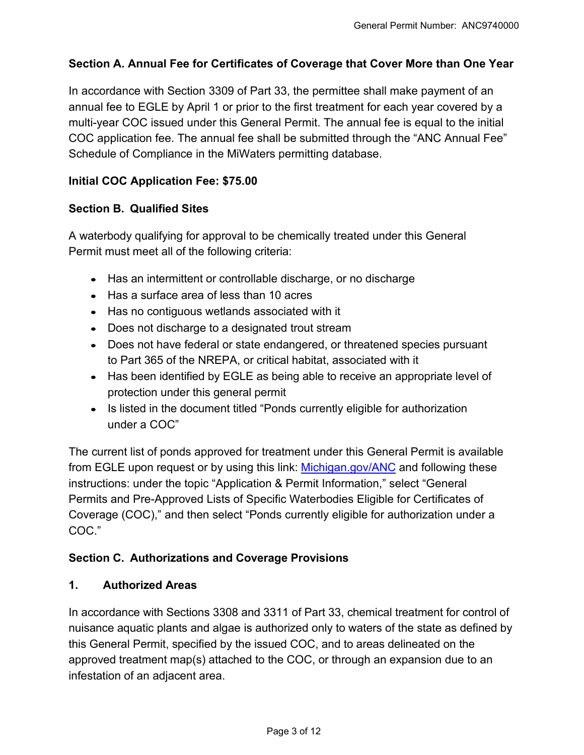## Section A. Annual Fee for Certificates of Coverage that Cover More than One Year

In accordance with Section 3309 of Part 33, the permittee shall make payment of an annual fee to EGLE by April 1 or prior to the first treatment for each year covered by a multi-year COC issued under this General Permit. The annual fee is equal to the initial COC application fee. The annual fee shall be submitted through the "ANC Annual Fee" Schedule of Compliance in the MiWaters permitting database.

**Initial COC Application Fee: $75.00**

## Section B. Qualified Sites

A waterbody qualifying for approval to be chemically treated under this General Permit must meet all of the following criteria:

- Has an intermittent or controllable discharge, or no discharge
- Has a surface area of less than 10 acres
- Has no contiguous wetlands associated with it
- Does not discharge to a designated trout stream
- Does not have federal or state endangered, or threatened species pursuant to Part 365 of the NREPA, or critical habitat, associated with it
- Has been identified by EGLE as being able to receive an appropriate level of protection under this general permit
- Is listed in the document titled "Ponds currently eligible for authorization under a COC"

The current list of ponds approved for treatment under this General Permit is available from EGLE upon request or by using this link: [Michigan.gov/ANC](Michigan.gov/ANC) and following these instructions: under the topic "Application & Permit Information," select "General Permits and Pre-Approved Lists of Specific Waterbodies Eligible for Certificates of Coverage (COC)," and then select "Ponds currently eligible for authorization under a COC."

## Section C. Authorizations and Coverage Provisions

### 1. Authorized Areas

In accordance with Sections 3308 and 3311 of Part 33, chemical treatment for control of nuisance aquatic plants and algae is authorized only to waters of the state as defined by this General Permit, specified by the issued COC, and to areas delineated on the approved treatment map(s) attached to the COC, or through an expansion due to an infestation of an adjacent area.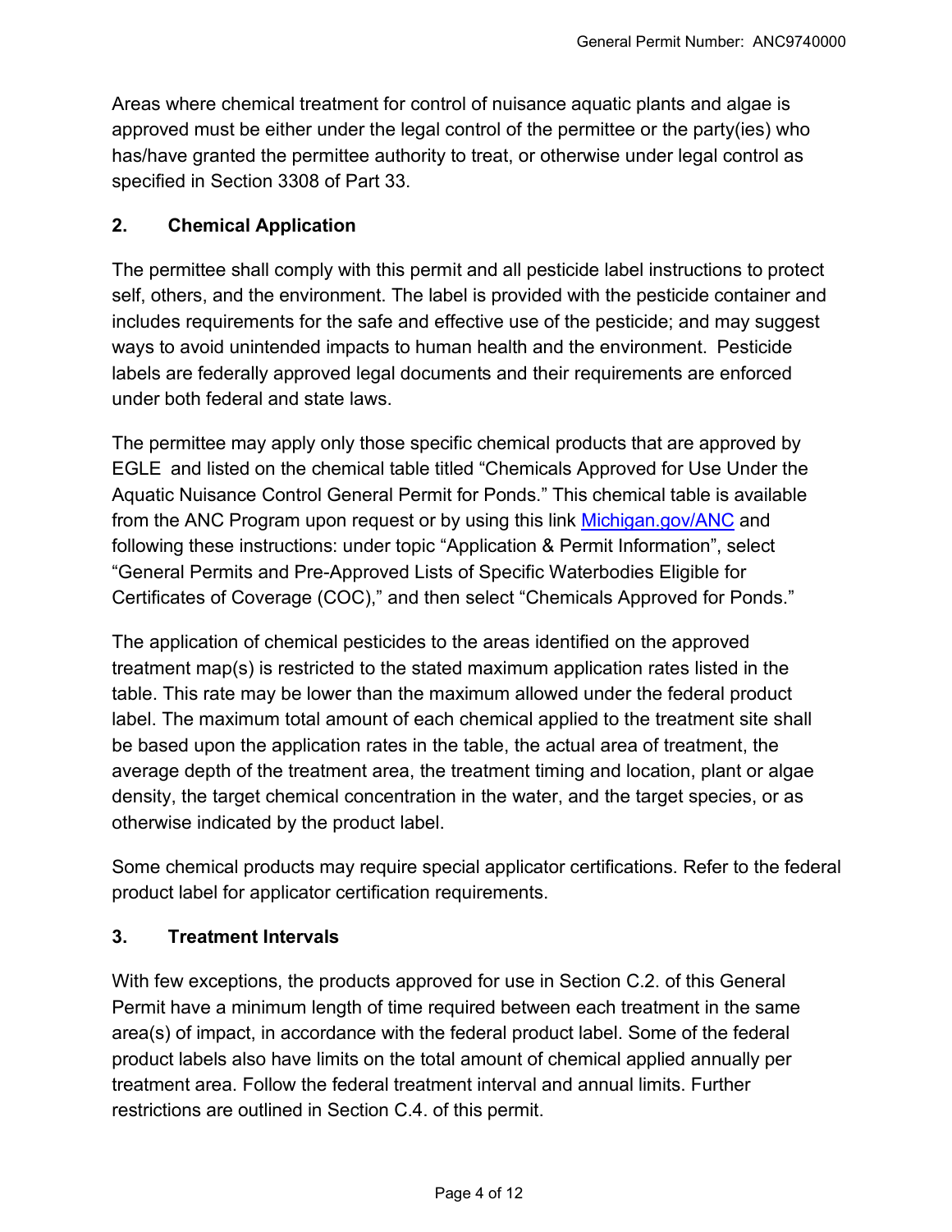Areas where chemical treatment for control of nuisance aquatic plants and algae is approved must be either under the legal control of the permittee or the party(ies) who has/have granted the permittee authority to treat, or otherwise under legal control as specified in Section 3308 of Part 33.

## 2. Chemical Application

The permittee shall comply with this permit and all pesticide label instructions to protect self, others, and the environment. The label is provided with the pesticide container and includes requirements for the safe and effective use of the pesticide; and may suggest ways to avoid unintended impacts to human health and the environment. Pesticide labels are federally approved legal documents and their requirements are enforced under both federal and state laws.

The permittee may apply only those specific chemical products that are approved by EGLE and listed on the chemical table titled "Chemicals Approved for Use Under the Aquatic Nuisance Control General Permit for Ponds." This chemical table is available from the ANC Program upon request or by using this link [Michigan.gov/ANC](Michigan.gov/ANC) and following these instructions: under topic "Application & Permit Information", select "General Permits and Pre-Approved Lists of Specific Waterbodies Eligible for Certificates of Coverage (COC)," and then select "Chemicals Approved for Ponds."

The application of chemical pesticides to the areas identified on the approved treatment map(s) is restricted to the stated maximum application rates listed in the table. This rate may be lower than the maximum allowed under the federal product label. The maximum total amount of each chemical applied to the treatment site shall be based upon the application rates in the table, the actual area of treatment, the average depth of the treatment area, the treatment timing and location, plant or algae density, the target chemical concentration in the water, and the target species, or as otherwise indicated by the product label.

Some chemical products may require special applicator certifications. Refer to the federal product label for applicator certification requirements.

## 3. Treatment Intervals

With few exceptions, the products approved for use in Section C.2. of this General Permit have a minimum length of time required between each treatment in the same area(s) of impact, in accordance with the federal product label. Some of the federal product labels also have limits on the total amount of chemical applied annually per treatment area. Follow the federal treatment interval and annual limits. Further restrictions are outlined in Section C.4. of this permit.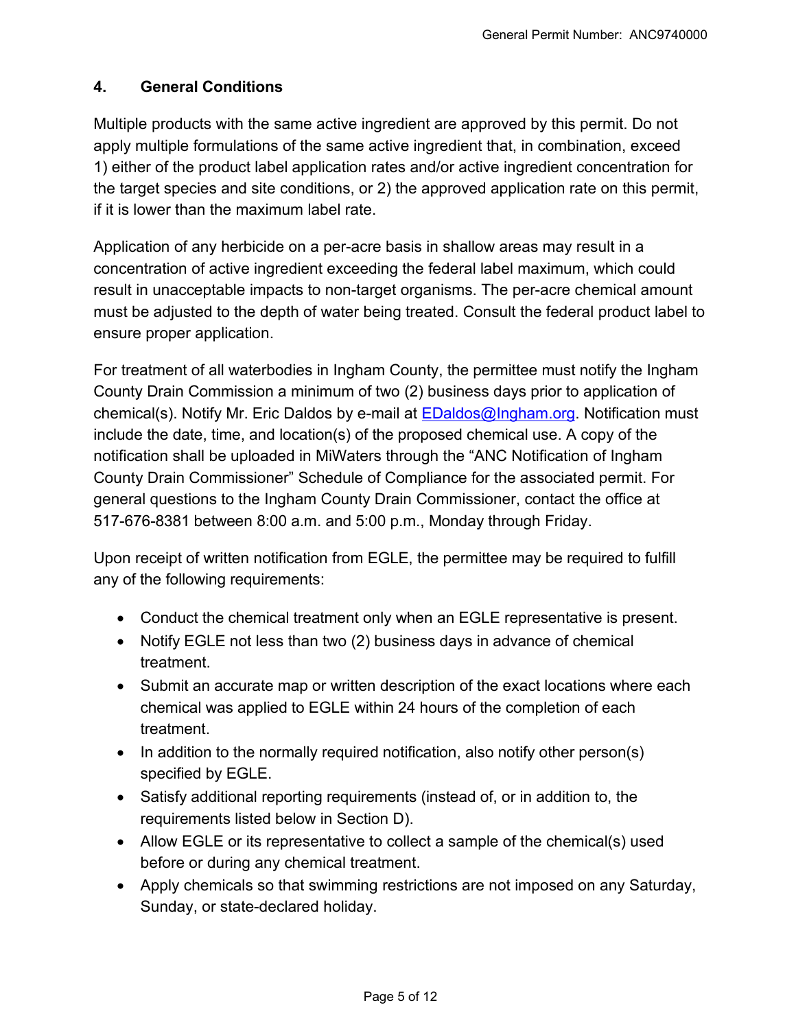## 4. General Conditions

Multiple products with the same active ingredient are approved by this permit. Do not apply multiple formulations of the same active ingredient that, in combination, exceed 1) either of the product label application rates and/or active ingredient concentration for the target species and site conditions, or 2) the approved application rate on this permit, if it is lower than the maximum label rate.

Application of any herbicide on a per-acre basis in shallow areas may result in a concentration of active ingredient exceeding the federal label maximum, which could result in unacceptable impacts to non-target organisms. The per-acre chemical amount must be adjusted to the depth of water being treated. Consult the federal product label to ensure proper application.

For treatment of all waterbodies in Ingham County, the permittee must notify the Ingham County Drain Commission a minimum of two (2) business days prior to application of chemical(s). Notify Mr. Eric Daldos by e-mail at [EDaldos@Ingham.org](mailto:EDaldos@Ingham.org). Notification must include the date, time, and location(s) of the proposed chemical use. A copy of the notification shall be uploaded in MiWaters through the "ANC Notification of Ingham County Drain Commissioner" Schedule of Compliance for the associated permit. For general questions to the Ingham County Drain Commissioner, contact the office at 517-676-8381 between 8:00 a.m. and 5:00 p.m., Monday through Friday.

Upon receipt of written notification from EGLE, the permittee may be required to fulfill any of the following requirements:

- Conduct the chemical treatment only when an EGLE representative is present.
- Notify EGLE not less than two (2) business days in advance of chemical treatment.
- Submit an accurate map or written description of the exact locations where each chemical was applied to EGLE within 24 hours of the completion of each treatment.
- In addition to the normally required notification, also notify other person(s) specified by EGLE.
- Satisfy additional reporting requirements (instead of, or in addition to, the requirements listed below in Section D).
- Allow EGLE or its representative to collect a sample of the chemical(s) used before or during any chemical treatment.
- Apply chemicals so that swimming restrictions are not imposed on any Saturday, Sunday, or state-declared holiday.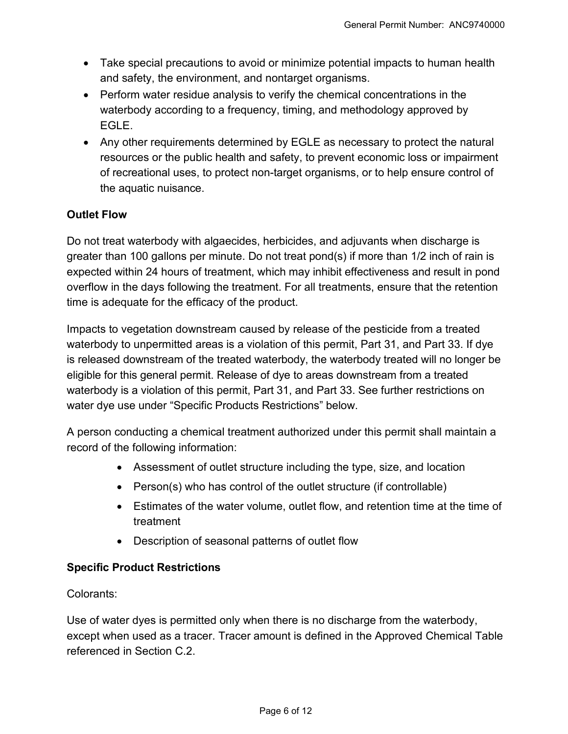- Take special precautions to avoid or minimize potential impacts to human health and safety, the environment, and nontarget organisms.
- Perform water residue analysis to verify the chemical concentrations in the waterbody according to a frequency, timing, and methodology approved by EGLE.
- Any other requirements determined by EGLE as necessary to protect the natural resources or the public health and safety, to prevent economic loss or impairment of recreational uses, to protect non-target organisms, or to help ensure control of the aquatic nuisance.

**Outlet Flow**

Do not treat waterbody with algaecides, herbicides, and adjuvants when discharge is greater than 100 gallons per minute. Do not treat pond(s) if more than 1/2 inch of rain is expected within 24 hours of treatment, which may inhibit effectiveness and result in pond overflow in the days following the treatment. For all treatments, ensure that the retention time is adequate for the efficacy of the product.

Impacts to vegetation downstream caused by release of the pesticide from a treated waterbody to unpermitted areas is a violation of this permit, Part 31, and Part 33. If dye is released downstream of the treated waterbody, the waterbody treated will no longer be eligible for this general permit. Release of dye to areas downstream from a treated waterbody is a violation of this permit, Part 31, and Part 33. See further restrictions on water dye use under "Specific Products Restrictions" below.

A person conducting a chemical treatment authorized under this permit shall maintain a record of the following information:

- Assessment of outlet structure including the type, size, and location
- Person(s) who has control of the outlet structure (if controllable)
- Estimates of the water volume, outlet flow, and retention time at the time of treatment
- Description of seasonal patterns of outlet flow

**Specific Product Restrictions**

Colorants:

Use of water dyes is permitted only when there is no discharge from the waterbody, except when used as a tracer. Tracer amount is defined in the Approved Chemical Table referenced in Section C.2.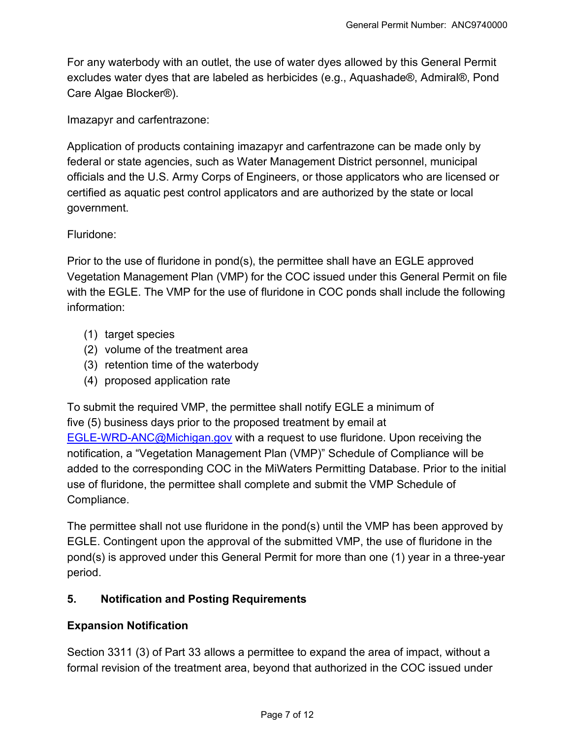For any waterbody with an outlet, the use of water dyes allowed by this General Permit excludes water dyes that are labeled as herbicides (e.g., Aquashade®, Admiral®, Pond Care Algae Blocker®).

Imazapyr and carfentrazone:

Application of products containing imazapyr and carfentrazone can be made only by federal or state agencies, such as Water Management District personnel, municipal officials and the U.S. Army Corps of Engineers, or those applicators who are licensed or certified as aquatic pest control applicators and are authorized by the state or local government.

Fluridone:

Prior to the use of fluridone in pond(s), the permittee shall have an EGLE approved Vegetation Management Plan (VMP) for the COC issued under this General Permit on file with the EGLE. The VMP for the use of fluridone in COC ponds shall include the following information:

(1) target species
(2) volume of the treatment area
(3) retention time of the waterbody
(4) proposed application rate

To submit the required VMP, the permittee shall notify EGLE a minimum of five (5) business days prior to the proposed treatment by email at [EGLE-WRD-ANC@Michigan.gov](mailto:EGLE-WRD-ANC@Michigan.gov) with a request to use fluridone. Upon receiving the notification, a "Vegetation Management Plan (VMP)" Schedule of Compliance will be added to the corresponding COC in the MiWaters Permitting Database. Prior to the initial use of fluridone, the permittee shall complete and submit the VMP Schedule of Compliance.

The permittee shall not use fluridone in the pond(s) until the VMP has been approved by EGLE. Contingent upon the approval of the submitted VMP, the use of fluridone in the pond(s) is approved under this General Permit for more than one (1) year in a three-year period.

## 5. Notification and Posting Requirements

### Expansion Notification

Section 3311 (3) of Part 33 allows a permittee to expand the area of impact, without a formal revision of the treatment area, beyond that authorized in the COC issued under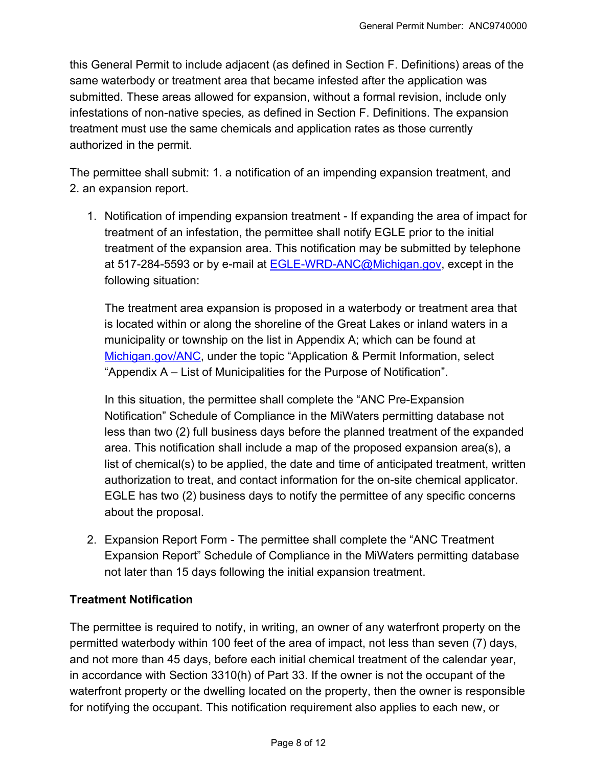this General Permit to include adjacent (as defined in Section F. Definitions) areas of the same waterbody or treatment area that became infested after the application was submitted. These areas allowed for expansion, without a formal revision, include only infestations of non-native species*,* as defined in Section F. Definitions. The expansion treatment must use the same chemicals and application rates as those currently authorized in the permit.

The permittee shall submit: 1. a notification of an impending expansion treatment, and 2. an expansion report.

1. Notification of impending expansion treatment - If expanding the area of impact for treatment of an infestation, the permittee shall notify EGLE prior to the initial treatment of the expansion area. This notification may be submitted by telephone at 517-284-5593 or by e-mail at [EGLE-WRD-ANC@Michigan.gov](mailto:EGLE-WRD-ANC@Michigan.gov), except in the following situation:

   The treatment area expansion is proposed in a waterbody or treatment area that is located within or along the shoreline of the Great Lakes or inland waters in a municipality or township on the list in Appendix A; which can be found at [Michigan.gov/ANC](Michigan.gov/ANC), under the topic "Application & Permit Information, select "Appendix A – List of Municipalities for the Purpose of Notification".

   In this situation, the permittee shall complete the "ANC Pre-Expansion Notification" Schedule of Compliance in the MiWaters permitting database not less than two (2) full business days before the planned treatment of the expanded area. This notification shall include a map of the proposed expansion area(s), a list of chemical(s) to be applied, the date and time of anticipated treatment, written authorization to treat, and contact information for the on-site chemical applicator. EGLE has two (2) business days to notify the permittee of any specific concerns about the proposal.

2. Expansion Report Form - The permittee shall complete the "ANC Treatment Expansion Report" Schedule of Compliance in the MiWaters permitting database not later than 15 days following the initial expansion treatment.

**Treatment Notification**

The permittee is required to notify, in writing, an owner of any waterfront property on the permitted waterbody within 100 feet of the area of impact, not less than seven (7) days, and not more than 45 days, before each initial chemical treatment of the calendar year, in accordance with Section 3310(h) of Part 33. If the owner is not the occupant of the waterfront property or the dwelling located on the property, then the owner is responsible for notifying the occupant. This notification requirement also applies to each new, or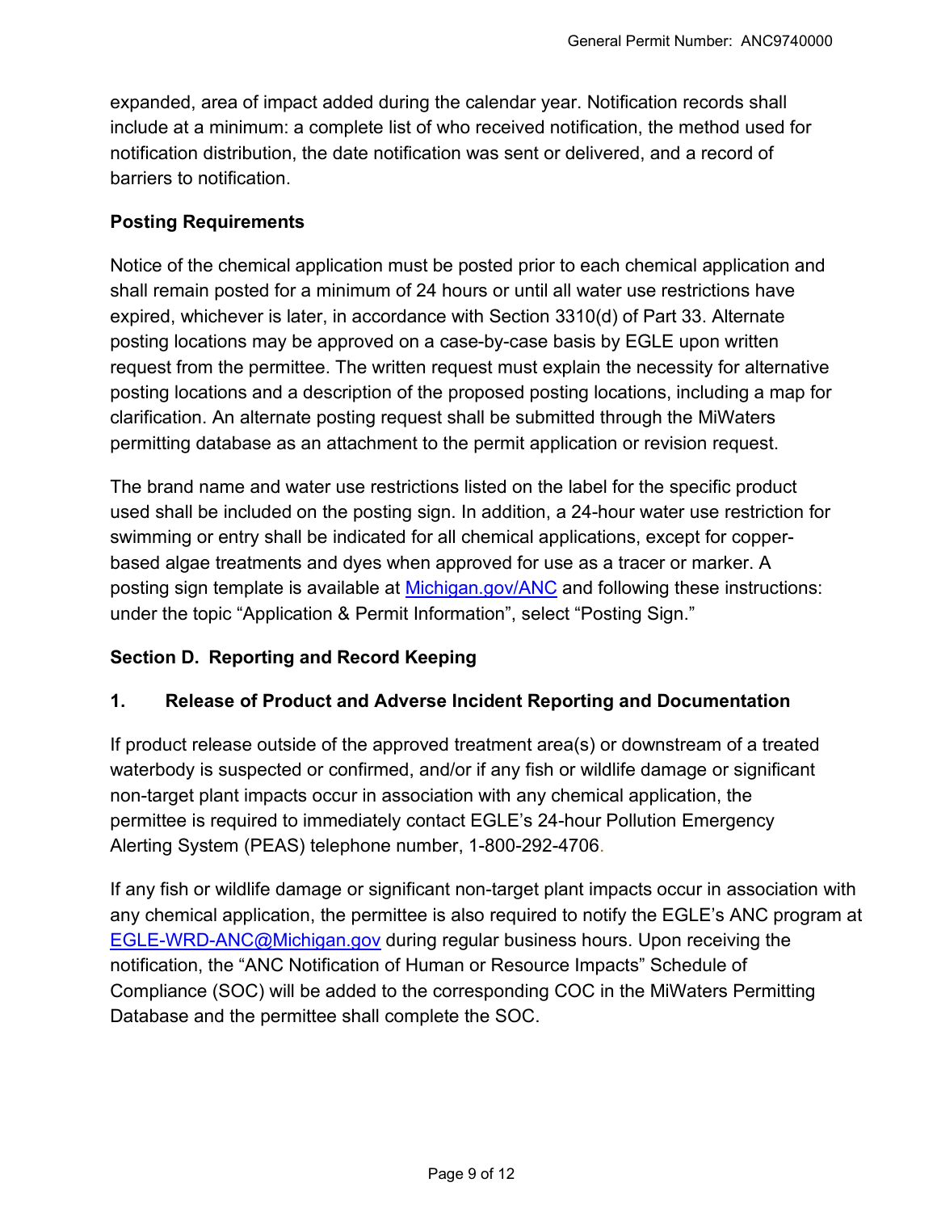expanded, area of impact added during the calendar year. Notification records shall include at a minimum: a complete list of who received notification, the method used for notification distribution, the date notification was sent or delivered, and a record of barriers to notification.

**Posting Requirements**

Notice of the chemical application must be posted prior to each chemical application and shall remain posted for a minimum of 24 hours or until all water use restrictions have expired, whichever is later, in accordance with Section 3310(d) of Part 33. Alternate posting locations may be approved on a case-by-case basis by EGLE upon written request from the permittee. The written request must explain the necessity for alternative posting locations and a description of the proposed posting locations, including a map for clarification. An alternate posting request shall be submitted through the MiWaters permitting database as an attachment to the permit application or revision request.

The brand name and water use restrictions listed on the label for the specific product used shall be included on the posting sign. In addition, a 24-hour water use restriction for swimming or entry shall be indicated for all chemical applications, except for copper-based algae treatments and dyes when approved for use as a tracer or marker. A posting sign template is available at [Michigan.gov/ANC](Michigan.gov/ANC) and following these instructions: under the topic "Application & Permit Information", select "Posting Sign."

## Section D. Reporting and Record Keeping

### 1. Release of Product and Adverse Incident Reporting and Documentation

If product release outside of the approved treatment area(s) or downstream of a treated waterbody is suspected or confirmed, and/or if any fish or wildlife damage or significant non-target plant impacts occur in association with any chemical application, the permittee is required to immediately contact EGLE's 24-hour Pollution Emergency Alerting System (PEAS) telephone number, 1-800-292-4706.

If any fish or wildlife damage or significant non-target plant impacts occur in association with any chemical application, the permittee is also required to notify the EGLE's ANC program at [EGLE-WRD-ANC@Michigan.gov](mailto:EGLE-WRD-ANC@Michigan.gov) during regular business hours. Upon receiving the notification, the "ANC Notification of Human or Resource Impacts" Schedule of Compliance (SOC) will be added to the corresponding COC in the MiWaters Permitting Database and the permittee shall complete the SOC.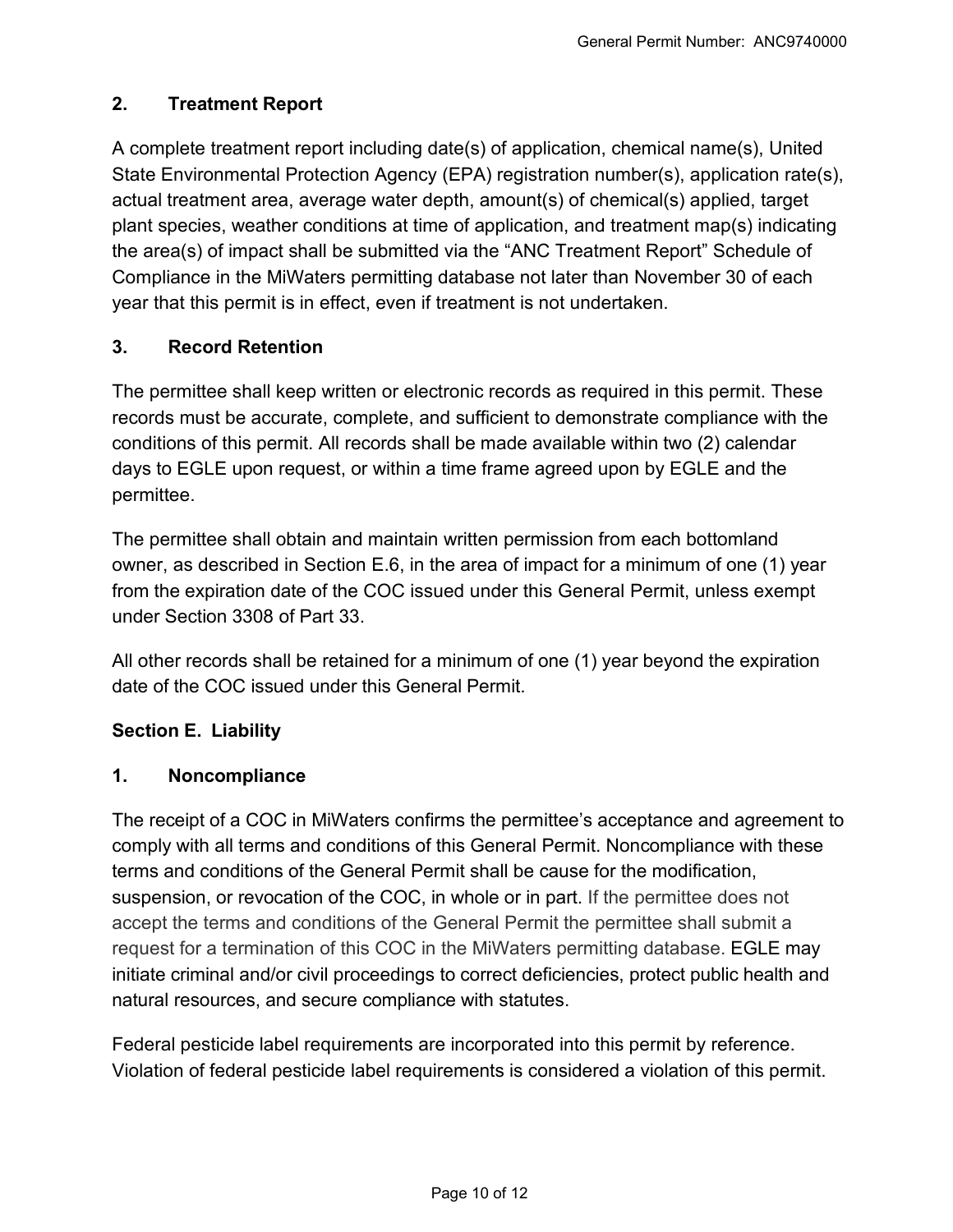## 2. Treatment Report

A complete treatment report including date(s) of application, chemical name(s), United State Environmental Protection Agency (EPA) registration number(s), application rate(s), actual treatment area, average water depth, amount(s) of chemical(s) applied, target plant species, weather conditions at time of application, and treatment map(s) indicating the area(s) of impact shall be submitted via the "ANC Treatment Report" Schedule of Compliance in the MiWaters permitting database not later than November 30 of each year that this permit is in effect, even if treatment is not undertaken.

## 3. Record Retention

The permittee shall keep written or electronic records as required in this permit. These records must be accurate, complete, and sufficient to demonstrate compliance with the conditions of this permit. All records shall be made available within two (2) calendar days to EGLE upon request, or within a time frame agreed upon by EGLE and the permittee.

The permittee shall obtain and maintain written permission from each bottomland owner, as described in Section E.6, in the area of impact for a minimum of one (1) year from the expiration date of the COC issued under this General Permit, unless exempt under Section 3308 of Part 33.

All other records shall be retained for a minimum of one (1) year beyond the expiration date of the COC issued under this General Permit.

# Section E. Liability

## 1. Noncompliance

The receipt of a COC in MiWaters confirms the permittee's acceptance and agreement to comply with all terms and conditions of this General Permit. Noncompliance with these terms and conditions of the General Permit shall be cause for the modification, suspension, or revocation of the COC, in whole or in part. If the permittee does not accept the terms and conditions of the General Permit the permittee shall submit a request for a termination of this COC in the MiWaters permitting database. EGLE may initiate criminal and/or civil proceedings to correct deficiencies, protect public health and natural resources, and secure compliance with statutes.

Federal pesticide label requirements are incorporated into this permit by reference. Violation of federal pesticide label requirements is considered a violation of this permit.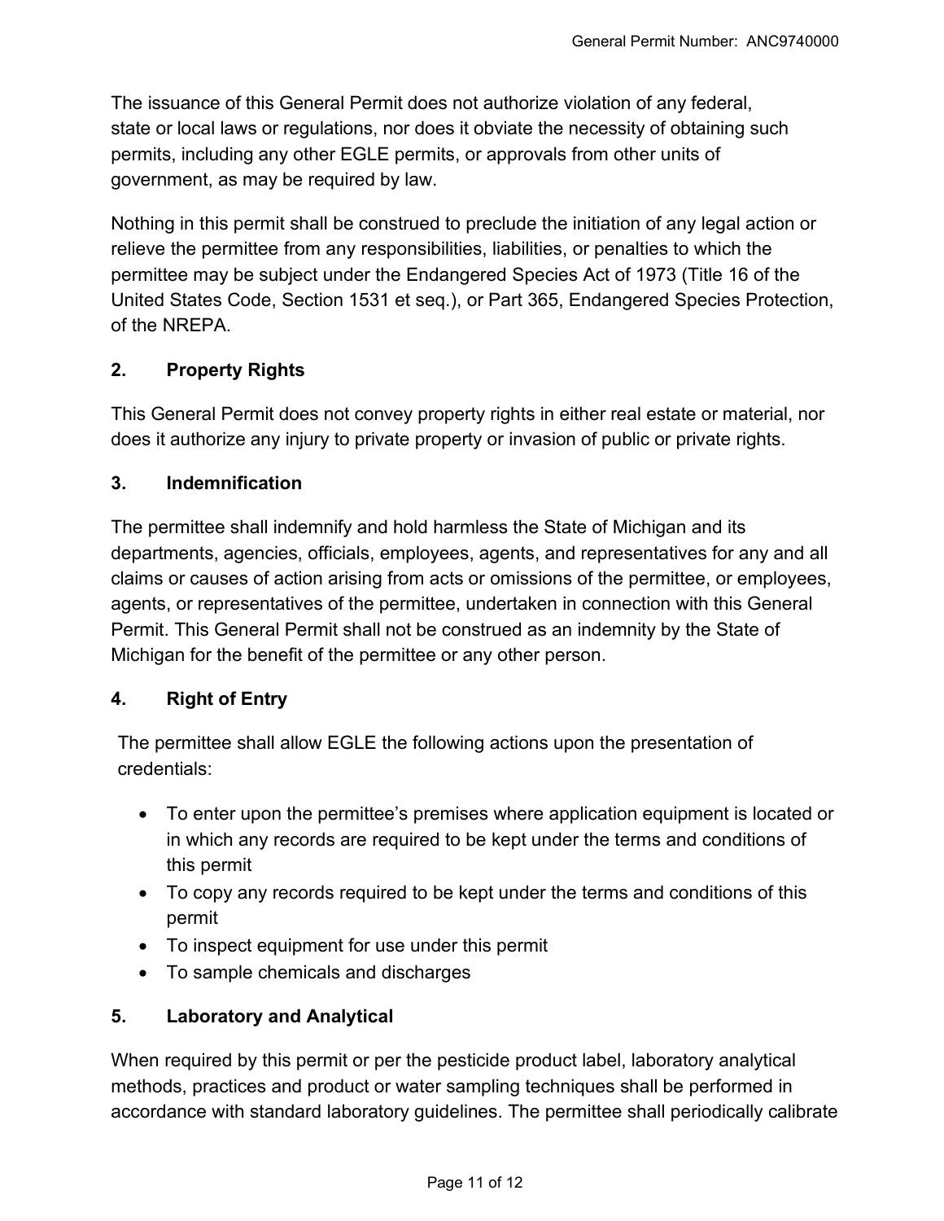The issuance of this General Permit does not authorize violation of any federal, state or local laws or regulations, nor does it obviate the necessity of obtaining such permits, including any other EGLE permits, or approvals from other units of government, as may be required by law.

Nothing in this permit shall be construed to preclude the initiation of any legal action or relieve the permittee from any responsibilities, liabilities, or penalties to which the permittee may be subject under the Endangered Species Act of 1973 (Title 16 of the United States Code, Section 1531 et seq.), or Part 365, Endangered Species Protection, of the NREPA.

### 2. Property Rights

This General Permit does not convey property rights in either real estate or material, nor does it authorize any injury to private property or invasion of public or private rights.

### 3. Indemnification

The permittee shall indemnify and hold harmless the State of Michigan and its departments, agencies, officials, employees, agents, and representatives for any and all claims or causes of action arising from acts or omissions of the permittee, or employees, agents, or representatives of the permittee, undertaken in connection with this General Permit. This General Permit shall not be construed as an indemnity by the State of Michigan for the benefit of the permittee or any other person.

### 4. Right of Entry

The permittee shall allow EGLE the following actions upon the presentation of credentials:

- To enter upon the permittee's premises where application equipment is located or in which any records are required to be kept under the terms and conditions of this permit
- To copy any records required to be kept under the terms and conditions of this permit
- To inspect equipment for use under this permit
- To sample chemicals and discharges

### 5. Laboratory and Analytical

When required by this permit or per the pesticide product label, laboratory analytical methods, practices and product or water sampling techniques shall be performed in accordance with standard laboratory guidelines. The permittee shall periodically calibrate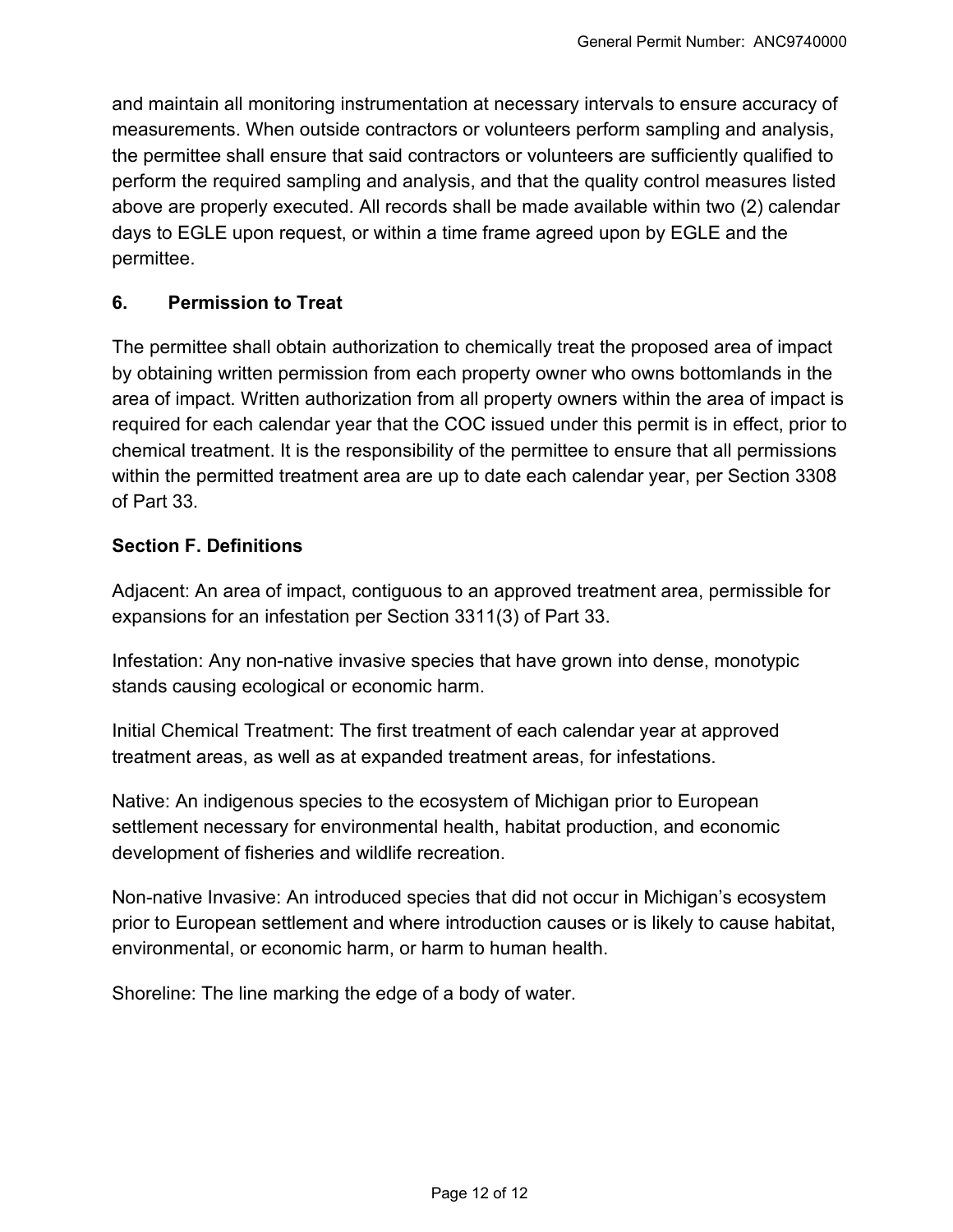and maintain all monitoring instrumentation at necessary intervals to ensure accuracy of measurements. When outside contractors or volunteers perform sampling and analysis, the permittee shall ensure that said contractors or volunteers are sufficiently qualified to perform the required sampling and analysis, and that the quality control measures listed above are properly executed. All records shall be made available within two (2) calendar days to EGLE upon request, or within a time frame agreed upon by EGLE and the permittee.

### 6. Permission to Treat

The permittee shall obtain authorization to chemically treat the proposed area of impact by obtaining written permission from each property owner who owns bottomlands in the area of impact. Written authorization from all property owners within the area of impact is required for each calendar year that the COC issued under this permit is in effect, prior to chemical treatment. It is the responsibility of the permittee to ensure that all permissions within the permitted treatment area are up to date each calendar year, per Section 3308 of Part 33.

## Section F. Definitions

Adjacent: An area of impact, contiguous to an approved treatment area, permissible for expansions for an infestation per Section 3311(3) of Part 33.

Infestation: Any non-native invasive species that have grown into dense, monotypic stands causing ecological or economic harm.

Initial Chemical Treatment: The first treatment of each calendar year at approved treatment areas, as well as at expanded treatment areas, for infestations.

Native: An indigenous species to the ecosystem of Michigan prior to European settlement necessary for environmental health, habitat production, and economic development of fisheries and wildlife recreation.

Non-native Invasive: An introduced species that did not occur in Michigan's ecosystem prior to European settlement and where introduction causes or is likely to cause habitat, environmental, or economic harm, or harm to human health.

Shoreline: The line marking the edge of a body of water.